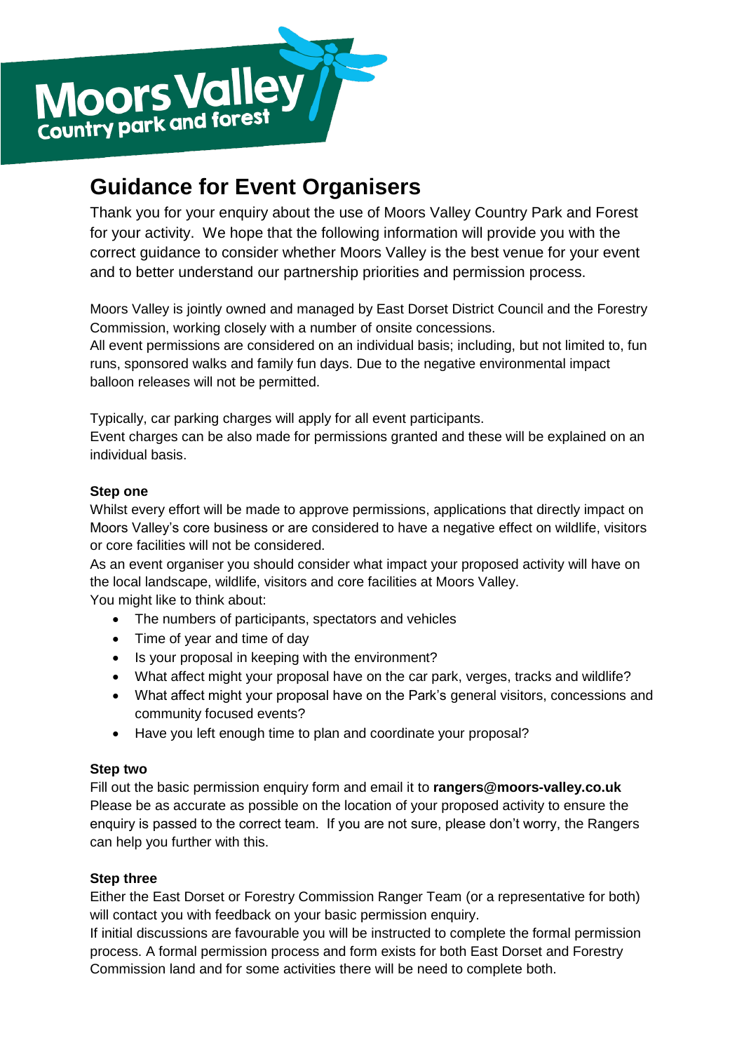# Guidance for Event Organisers

Thank you for your enquiry about the use of Moors Valley Country Park and Forest for your activity. We hope that the following information will provide you with the correct guidance to consider whether Moors Valley is the best venue for your event and to better understand our partnership priorities and permission process.

Moors Valley is jointly owned and managed by East Dorset District Council and the Forestry Commission, working closely with a number of onsite concessions.
All event permissions are considered on an individual basis; including, but not limited to, fun runs, sponsored walks and family fun days. Due to the negative environmental impact balloon releases will not be permitted.

Typically, car parking charges will apply for all event participants.
Event charges can be also made for permissions granted and these will be explained on an individual basis.

**Step one**

Whilst every effort will be made to approve permissions, applications that directly impact on Moors Valley's core business or are considered to have a negative effect on wildlife, visitors or core facilities will not be considered.
As an event organiser you should consider what impact your proposed activity will have on the local landscape, wildlife, visitors and core facilities at Moors Valley.
You might like to think about:

- The numbers of participants, spectators and vehicles
- Time of year and time of day
- Is your proposal in keeping with the environment?
- What affect might your proposal have on the car park, verges, tracks and wildlife?
- What affect might your proposal have on the Park's general visitors, concessions and community focused events?
- Have you left enough time to plan and coordinate your proposal?

**Step two**

Fill out the basic permission enquiry form and email it to **rangers@moors-valley.co.uk**
Please be as accurate as possible on the location of your proposed activity to ensure the enquiry is passed to the correct team. If you are not sure, please don't worry, the Rangers can help you further with this.

**Step three**

Either the East Dorset or Forestry Commission Ranger Team (or a representative for both) will contact you with feedback on your basic permission enquiry.
If initial discussions are favourable you will be instructed to complete the formal permission process. A formal permission process and form exists for both East Dorset and Forestry Commission land and for some activities there will be need to complete both.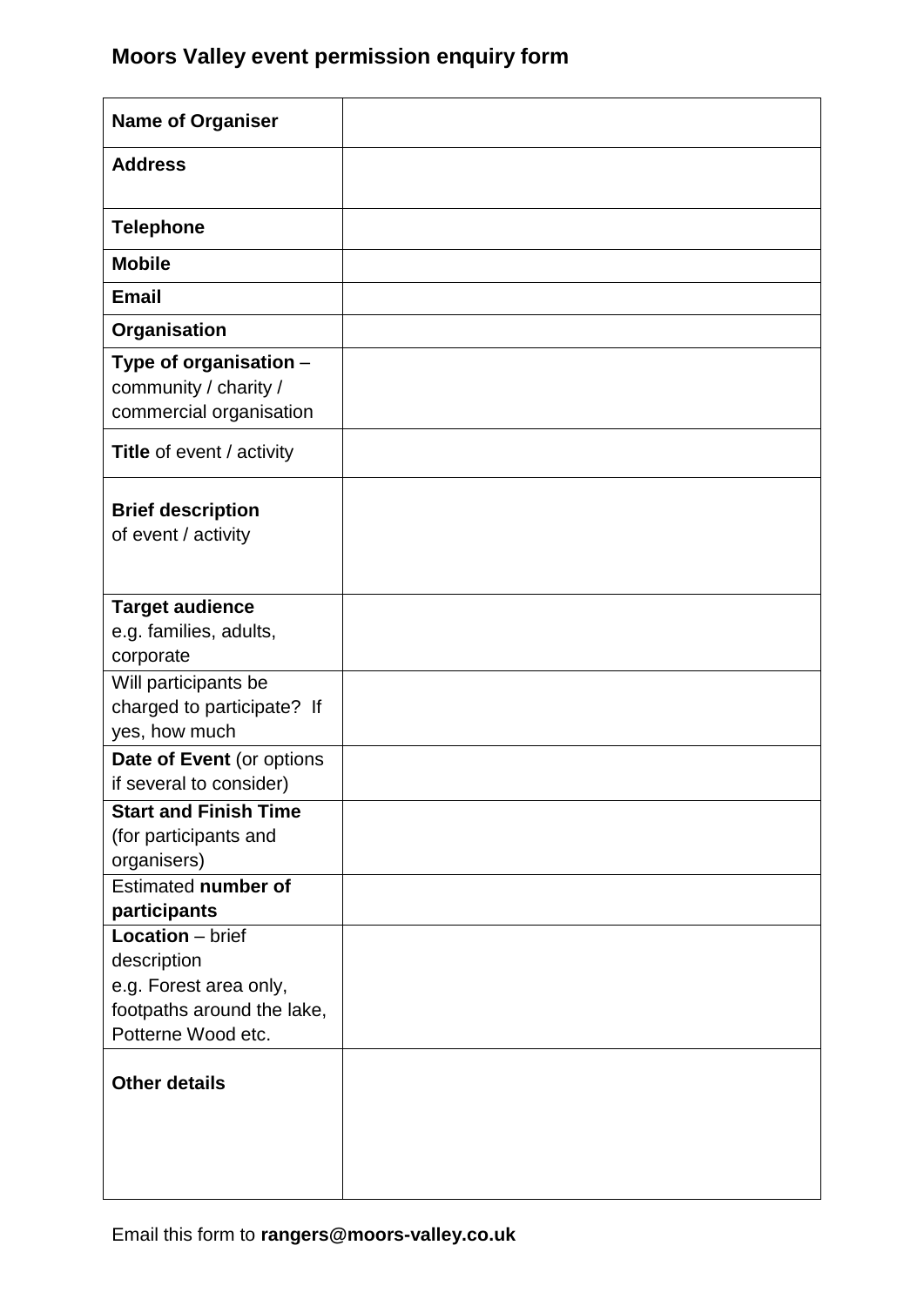## Moors Valley event permission enquiry form

| | |
|---|---|
| **Name of Organiser** | |
| **Address** | |
| **Telephone** | |
| **Mobile** | |
| **Email** | |
| **Organisation** | |
| **Type of organisation** – community / charity / commercial organisation | |
| **Title** of event / activity | |
| **Brief description** of event / activity | |
| **Target audience** e.g. families, adults, corporate | |
| Will participants be charged to participate? If yes, how much | |
| **Date of Event** (or options if several to consider) | |
| **Start and Finish Time** (for participants and organisers) | |
| Estimated **number of participants** | |
| **Location** – brief description e.g. Forest area only, footpaths around the lake, Potterne Wood etc. | |
| **Other details** | |

Email this form to **rangers@moors-valley.co.uk**